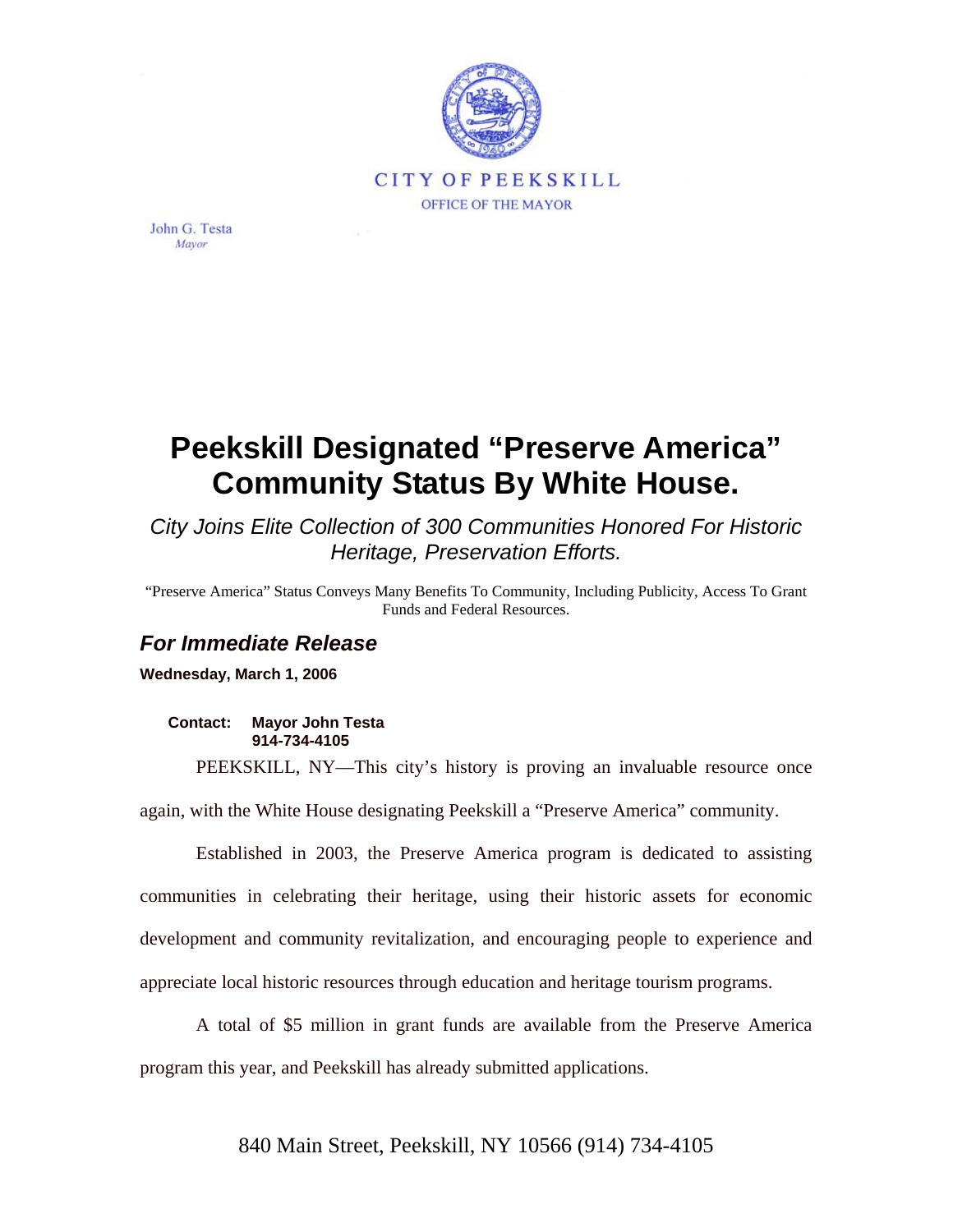CITY OF PEEKSKILL

OFFICE OF THE MAYOR

John G. Testa
*Mayor*

# Peekskill Designated "Preserve America" Community Status By White House.

*City Joins Elite Collection of 300 Communities Honored For Historic Heritage, Preservation Efforts.*

"Preserve America" Status Conveys Many Benefits To Community, Including Publicity, Access To Grant Funds and Federal Resources.

## *For Immediate Release*

**Wednesday, March 1, 2006**

**Contact:** **Mayor John Testa**
**914-734-4105**

PEEKSKILL, NY—This city's history is proving an invaluable resource once again, with the White House designating Peekskill a "Preserve America" community.

Established in 2003, the Preserve America program is dedicated to assisting communities in celebrating their heritage, using their historic assets for economic development and community revitalization, and encouraging people to experience and appreciate local historic resources through education and heritage tourism programs.

A total of $5 million in grant funds are available from the Preserve America program this year, and Peekskill has already submitted applications.

840 Main Street, Peekskill, NY 10566 (914) 734-4105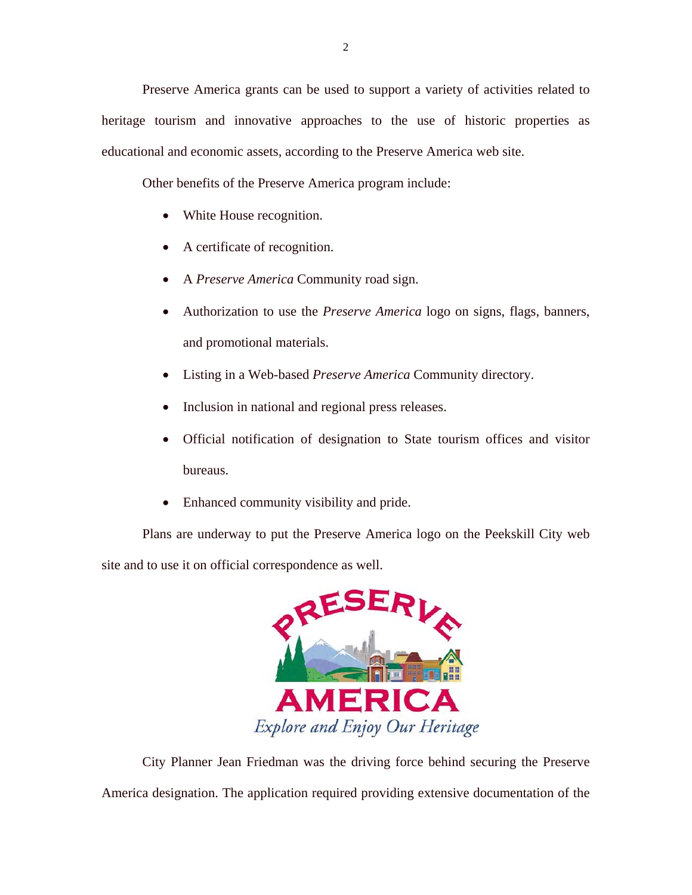Preserve America grants can be used to support a variety of activities related to heritage tourism and innovative approaches to the use of historic properties as educational and economic assets, according to the Preserve America web site.

Other benefits of the Preserve America program include:

- White House recognition.
- A certificate of recognition.
- A *Preserve America* Community road sign.
- Authorization to use the *Preserve America* logo on signs, flags, banners, and promotional materials.
- Listing in a Web-based *Preserve America* Community directory.
- Inclusion in national and regional press releases.
- Official notification of designation to State tourism offices and visitor bureaus.
- Enhanced community visibility and pride.

Plans are underway to put the Preserve America logo on the Peekskill City web site and to use it on official correspondence as well.

City Planner Jean Friedman was the driving force behind securing the Preserve America designation. The application required providing extensive documentation of the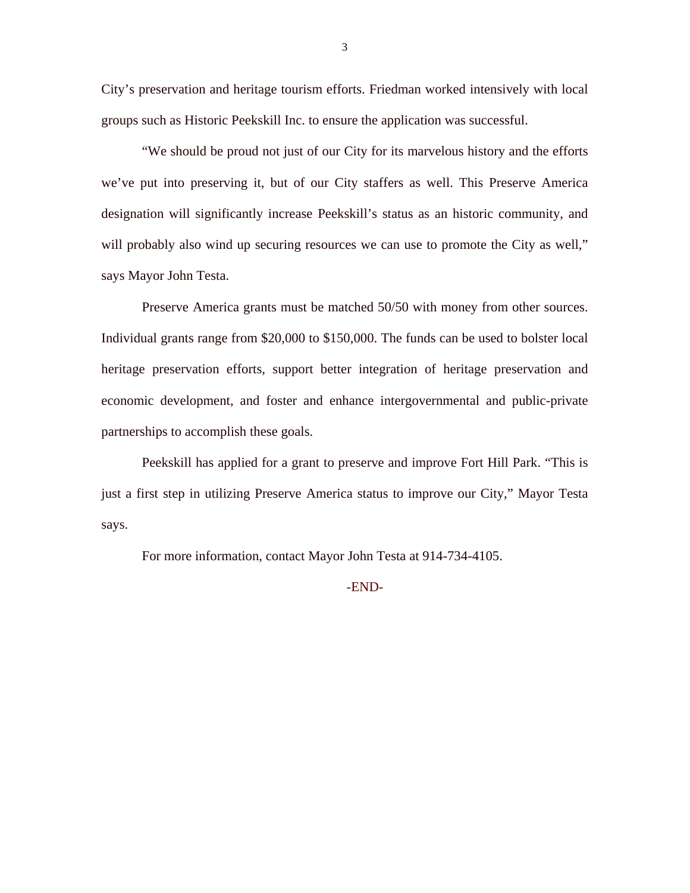City's preservation and heritage tourism efforts. Friedman worked intensively with local groups such as Historic Peekskill Inc. to ensure the application was successful.

"We should be proud not just of our City for its marvelous history and the efforts we've put into preserving it, but of our City staffers as well. This Preserve America designation will significantly increase Peekskill's status as an historic community, and will probably also wind up securing resources we can use to promote the City as well," says Mayor John Testa.

Preserve America grants must be matched 50/50 with money from other sources. Individual grants range from $20,000 to $150,000. The funds can be used to bolster local heritage preservation efforts, support better integration of heritage preservation and economic development, and foster and enhance intergovernmental and public-private partnerships to accomplish these goals.

Peekskill has applied for a grant to preserve and improve Fort Hill Park. "This is just a first step in utilizing Preserve America status to improve our City," Mayor Testa says.

For more information, contact Mayor John Testa at 914-734-4105.

-END-